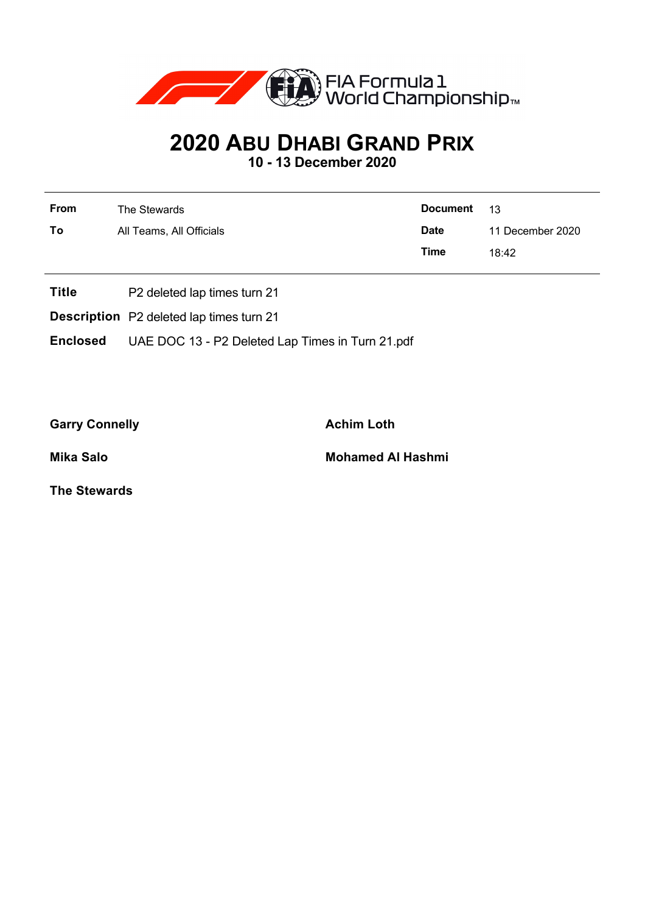FIA Formula 1 World Championship™

# 2020 ABU DHABI GRAND PRIX

## 10 - 13 December 2020

| | | | |
|---|---|---|---|
| **From** | The Stewards | **Document** | 13 |
| **To** | All Teams, All Officials | **Date** | 11 December 2020 |
| | | **Time** | 18:42 |

**Title** P2 deleted lap times turn 21

**Description** P2 deleted lap times turn 21

**Enclosed** UAE DOC 13 - P2 Deleted Lap Times in Turn 21.pdf

**Garry Connelly**

**Achim Loth**

**Mika Salo**

**Mohamed Al Hashmi**

**The Stewards**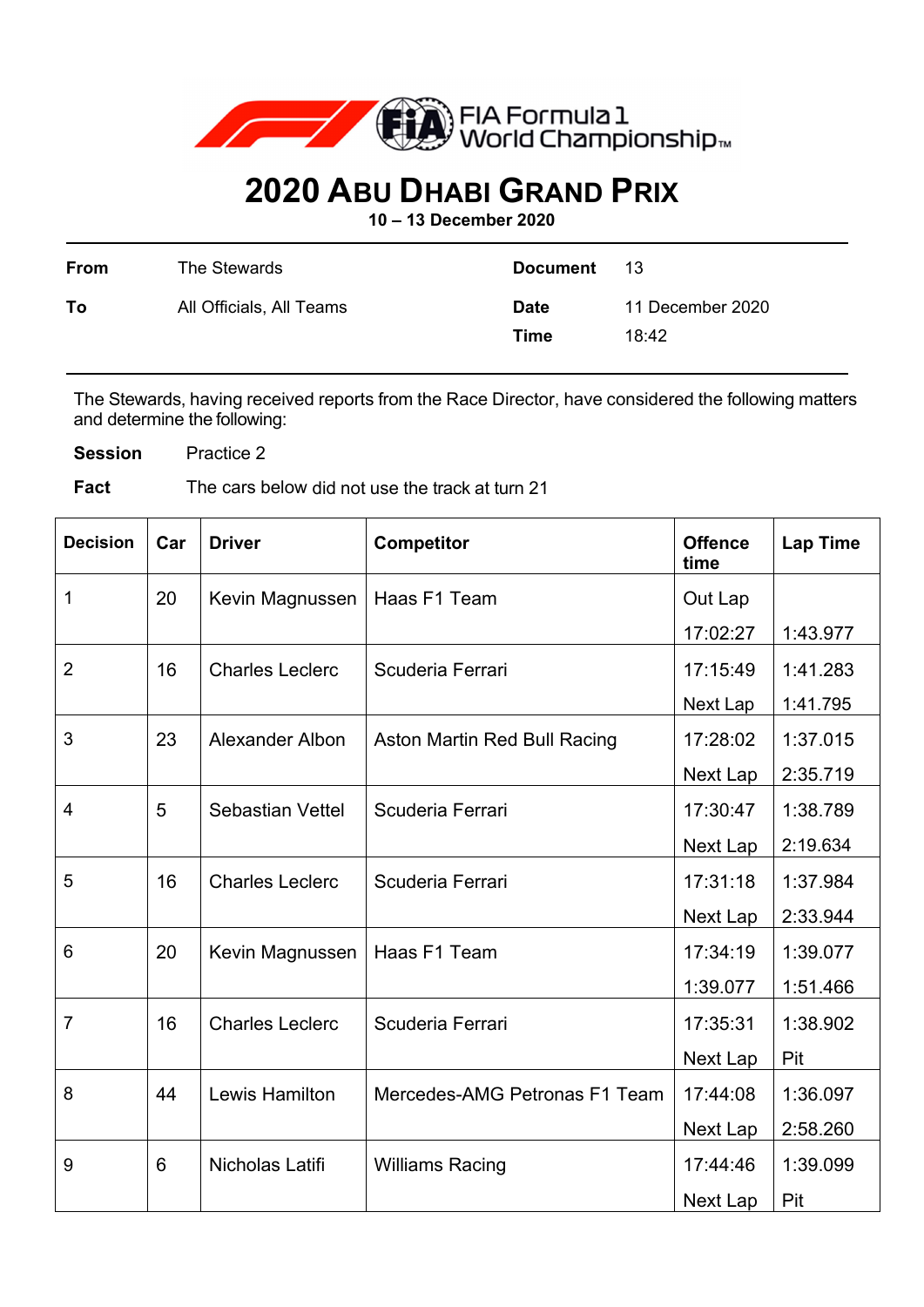FIA Formula 1 World Championship

# 2020 Abu Dhabi Grand Prix

**10 – 13 December 2020**

| | | | |
|---|---|---|---|
| **From** | The Stewards | **Document** | 13 |
| **To** | All Officials, All Teams | **Date** | 11 December 2020 |
| | | **Time** | 18:42 |

The Stewards, having received reports from the Race Director, have considered the following matters and determine the following:

**Session** Practice 2

**Fact** The cars below did not use the track at turn 21

| Decision | Car | Driver | Competitor | Offence time | Lap Time |
|---|---|---|---|---|---|
| 1 | 20 | Kevin Magnussen | Haas F1 Team | Out Lap<br>17:02:27 | <br>1:43.977 |
| 2 | 16 | Charles Leclerc | Scuderia Ferrari | 17:15:49<br>Next Lap | 1:41.283<br>1:41.795 |
| 3 | 23 | Alexander Albon | Aston Martin Red Bull Racing | 17:28:02<br>Next Lap | 1:37.015<br>2:35.719 |
| 4 | 5 | Sebastian Vettel | Scuderia Ferrari | 17:30:47<br>Next Lap | 1:38.789<br>2:19.634 |
| 5 | 16 | Charles Leclerc | Scuderia Ferrari | 17:31:18<br>Next Lap | 1:37.984<br>2:33.944 |
| 6 | 20 | Kevin Magnussen | Haas F1 Team | 17:34:19<br>1:39.077 | 1:39.077<br>1:51.466 |
| 7 | 16 | Charles Leclerc | Scuderia Ferrari | 17:35:31<br>Next Lap | 1:38.902<br>Pit |
| 8 | 44 | Lewis Hamilton | Mercedes-AMG Petronas F1 Team | 17:44:08<br>Next Lap | 1:36.097<br>2:58.260 |
| 9 | 6 | Nicholas Latifi | Williams Racing | 17:44:46<br>Next Lap | 1:39.099<br>Pit |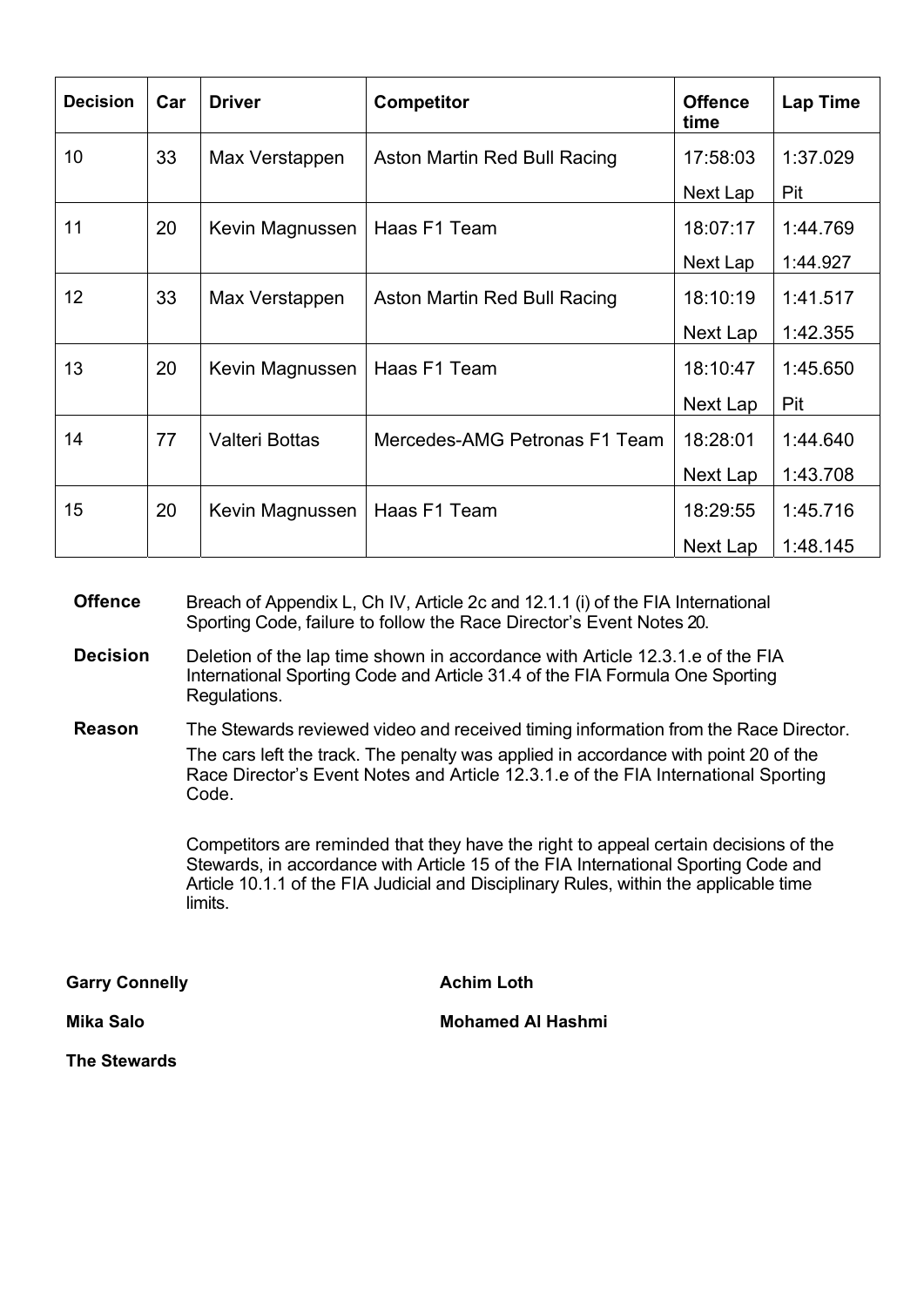| Decision | Car | Driver | Competitor | Offence time | Lap Time |
|---|---|---|---|---|---|
| 10 | 33 | Max Verstappen | Aston Martin Red Bull Racing | 17:58:03 | 1:37.029 |
| | | | | Next Lap | Pit |
| 11 | 20 | Kevin Magnussen | Haas F1 Team | 18:07:17 | 1:44.769 |
| | | | | Next Lap | 1:44.927 |
| 12 | 33 | Max Verstappen | Aston Martin Red Bull Racing | 18:10:19 | 1:41.517 |
| | | | | Next Lap | 1:42.355 |
| 13 | 20 | Kevin Magnussen | Haas F1 Team | 18:10:47 | 1:45.650 |
| | | | | Next Lap | Pit |
| 14 | 77 | Valteri Bottas | Mercedes-AMG Petronas F1 Team | 18:28:01 | 1:44.640 |
| | | | | Next Lap | 1:43.708 |
| 15 | 20 | Kevin Magnussen | Haas F1 Team | 18:29:55 | 1:45.716 |
| | | | | Next Lap | 1:48.145 |

**Offence** Breach of Appendix L, Ch IV, Article 2c and 12.1.1 (i) of the FIA International Sporting Code, failure to follow the Race Director's Event Notes 20.

**Decision** Deletion of the lap time shown in accordance with Article 12.3.1.e of the FIA International Sporting Code and Article 31.4 of the FIA Formula One Sporting Regulations.

**Reason** The Stewards reviewed video and received timing information from the Race Director.

The cars left the track. The penalty was applied in accordance with point 20 of the Race Director's Event Notes and Article 12.3.1.e of the FIA International Sporting Code.

Competitors are reminded that they have the right to appeal certain decisions of the Stewards, in accordance with Article 15 of the FIA International Sporting Code and Article 10.1.1 of the FIA Judicial and Disciplinary Rules, within the applicable time limits.

**Garry Connelly**

**Achim Loth**

**Mika Salo**

**Mohamed Al Hashmi**

**The Stewards**